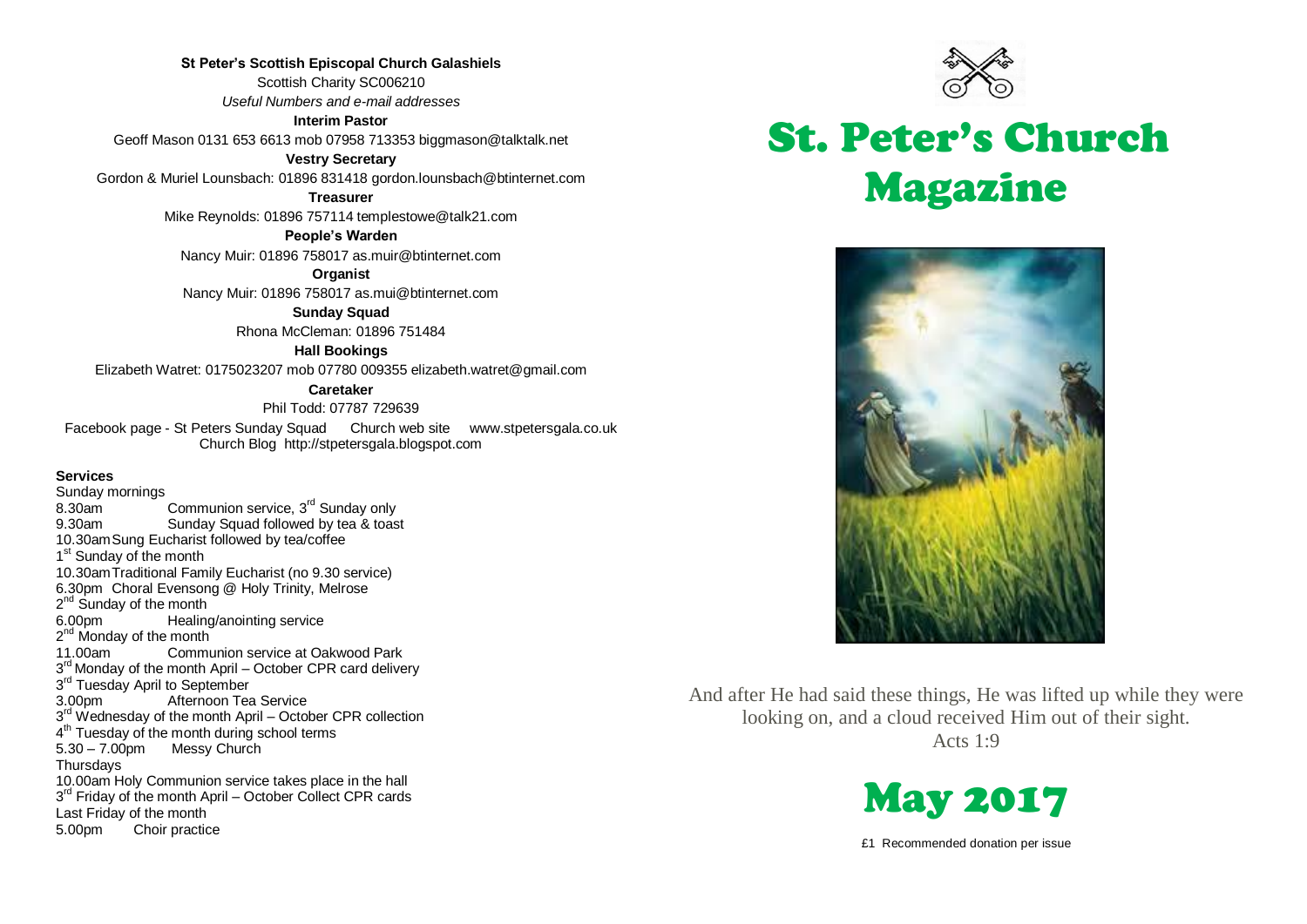**St Peter's Scottish Episcopal Church Galashiels**

Scottish Charity SC006210

*Useful Numbers and e-mail addresses*

**Interim Pastor**

Geoff Mason 0131 653 6613 mob 07958 713353 biggmason@talktalk.net

**Vestry Secretary**

Gordon & Muriel Lounsbach: 01896 831418 gordon.lounsbach@btinternet.com

**Treasurer**

Mike Reynolds: 01896 757114 templestowe@talk21.com

**People's Warden**

Nancy Muir: 01896 758017 as.muir@btinternet.com

**Organist**

Nancy Muir: 01896 758017 as.mui@btinternet.com

**Sunday Squad**

Rhona McCleman: 01896 751484

**Hall Bookings**

Elizabeth Watret: 0175023207 mob 07780 009355 elizabeth.watret@gmail.com

**Caretaker**

Phil Todd: 07787 729639

Facebook page - St Peters Sunday Squad   Church web site   www.stpetersgala.co.uk
Church Blog http://stpetersgala.blogspot.com

**Services**

Sunday mornings
8.30am Communion service, 3rd Sunday only
9.30am Sunday Squad followed by tea & toast
10.30am Sung Eucharist followed by tea/coffee
1st Sunday of the month
10.30am Traditional Family Eucharist (no 9.30 service)
6.30pm Choral Evensong @ Holy Trinity, Melrose
2nd Sunday of the month
6.00pm Healing/anointing service
2nd Monday of the month
11.00am Communion service at Oakwood Park
3rd Monday of the month April – October CPR card delivery
3rd Tuesday April to September
3.00pm Afternoon Tea Service
3rd Wednesday of the month April – October CPR collection
4th Tuesday of the month during school terms
5.30 – 7.00pm Messy Church
Thursdays
10.00am Holy Communion service takes place in the hall
3rd Friday of the month April – October Collect CPR cards
Last Friday of the month
5.00pm Choir practice

# St. Peter's Church Magazine

And after He had said these things, He was lifted up while they were looking on, and a cloud received Him out of their sight.
Acts 1:9

# May 2017

£1 Recommended donation per issue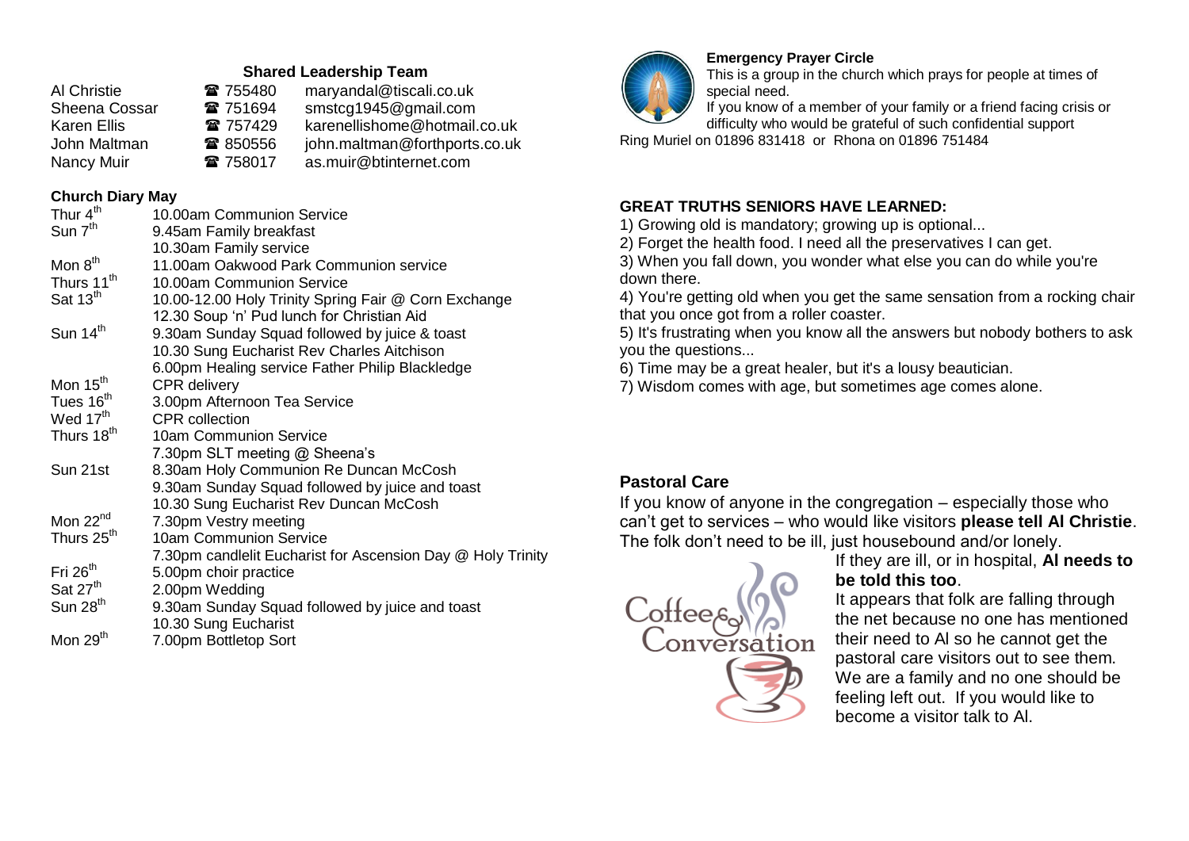## Shared Leadership Team

| | | |
|---|---|---|
| Al Christie | ☎ 755480 | maryandal@tiscali.co.uk |
| Sheena Cossar | ☎ 751694 | smstcg1945@gmail.com |
| Karen Ellis | ☎ 757429 | karenellishome@hotmail.co.uk |
| John Maltman | ☎ 850556 | john.maltman@forthports.co.uk |
| Nancy Muir | ☎ 758017 | as.muir@btinternet.com |

### Church Diary May

| | |
|---|---|
| Thur 4th | 10.00am Communion Service |
| Sun 7th | 9.45am Family breakfast |
| | 10.30am Family service |
| Mon 8th | 11.00am Oakwood Park Communion service |
| Thurs 11th | 10.00am Communion Service |
| Sat 13th | 10.00-12.00 Holy Trinity Spring Fair @ Corn Exchange |
| | 12.30 Soup 'n' Pud lunch for Christian Aid |
| Sun 14th | 9.30am Sunday Squad followed by juice & toast |
| | 10.30 Sung Eucharist Rev Charles Aitchison |
| | 6.00pm Healing service Father Philip Blackledge |
| Mon 15th | CPR delivery |
| Tues 16th | 3.00pm Afternoon Tea Service |
| Wed 17th | CPR collection |
| Thurs 18th | 10am Communion Service |
| | 7.30pm SLT meeting @ Sheena's |
| Sun 21st | 8.30am Holy Communion Re Duncan McCosh |
| | 9.30am Sunday Squad followed by juice and toast |
| | 10.30 Sung Eucharist Rev Duncan McCosh |
| Mon 22nd | 7.30pm Vestry meeting |
| Thurs 25th | 10am Communion Service |
| | 7.30pm candlelit Eucharist for Ascension Day @ Holy Trinity |
| Fri 26th | 5.00pm choir practice |
| Sat 27th | 2.00pm Wedding |
| Sun 28th | 9.30am Sunday Squad followed by juice and toast |
| | 10.30 Sung Eucharist |
| Mon 29th | 7.00pm Bottletop Sort |

**Emergency Prayer Circle**

This is a group in the church which prays for people at times of special need.

If you know of a member of your family or a friend facing crisis or difficulty who would be grateful of such confidential support

Ring Muriel on 01896 831418 or Rhona on 01896 751484

**GREAT TRUTHS SENIORS HAVE LEARNED:**

1) Growing old is mandatory; growing up is optional...
2) Forget the health food. I need all the preservatives I can get.
3) When you fall down, you wonder what else you can do while you're down there.
4) You're getting old when you get the same sensation from a rocking chair that you once got from a roller coaster.
5) It's frustrating when you know all the answers but nobody bothers to ask you the questions...
6) Time may be a great healer, but it's a lousy beautician.
7) Wisdom comes with age, but sometimes age comes alone.

## Pastoral Care

If you know of anyone in the congregation – especially those who can't get to services – who would like visitors **please tell Al Christie**. The folk don't need to be ill, just housebound and/or lonely.

If they are ill, or in hospital, **Al needs to be told this too**.

It appears that folk are falling through the net because no one has mentioned their need to Al so he cannot get the pastoral care visitors out to see them. We are a family and no one should be feeling left out. If you would like to become a visitor talk to Al.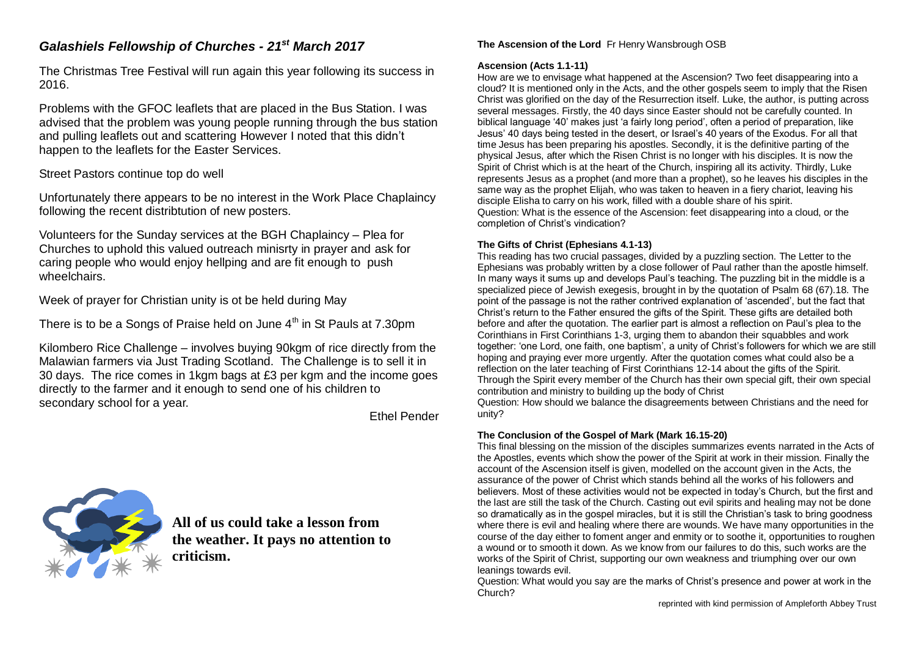## *Galashiels Fellowship of Churches - 21st March 2017*

The Christmas Tree Festival will run again this year following its success in 2016.

Problems with the GFOC leaflets that are placed in the Bus Station. I was advised that the problem was young people running through the bus station and pulling leaflets out and scattering However I noted that this didn't happen to the leaflets for the Easter Services.

Street Pastors continue top do well

Unfortunately there appears to be no interest in the Work Place Chaplaincy following the recent distribtution of new posters.

Volunteers for the Sunday services at the BGH Chaplaincy – Plea for Churches to uphold this valued outreach minisrty in prayer and ask for caring people who would enjoy hellping and are fit enough to push wheelchairs.

Week of prayer for Christian unity is ot be held during May

There is to be a Songs of Praise held on June 4th in St Pauls at 7.30pm

Kilombero Rice Challenge – involves buying 90kgm of rice directly from the Malawian farmers via Just Trading Scotland. The Challenge is to sell it in 30 days. The rice comes in 1kgm bags at £3 per kgm and the income goes directly to the farmer and it enough to send one of his children to secondary school for a year.

Ethel Pender

**All of us could take a lesson from the weather. It pays no attention to criticism.**

**The Ascension of the Lord** Fr Henry Wansbrough OSB

**Ascension (Acts 1.1-11)**

How are we to envisage what happened at the Ascension? Two feet disappearing into a cloud? It is mentioned only in the Acts, and the other gospels seem to imply that the Risen Christ was glorified on the day of the Resurrection itself. Luke, the author, is putting across several messages. Firstly, the 40 days since Easter should not be carefully counted. In biblical language '40' makes just 'a fairly long period', often a period of preparation, like Jesus' 40 days being tested in the desert, or Israel's 40 years of the Exodus. For all that time Jesus has been preparing his apostles. Secondly, it is the definitive parting of the physical Jesus, after which the Risen Christ is no longer with his disciples. It is now the Spirit of Christ which is at the heart of the Church, inspiring all its activity. Thirdly, Luke represents Jesus as a prophet (and more than a prophet), so he leaves his disciples in the same way as the prophet Elijah, who was taken to heaven in a fiery chariot, leaving his disciple Elisha to carry on his work, filled with a double share of his spirit.

Question: What is the essence of the Ascension: feet disappearing into a cloud, or the completion of Christ's vindication?

**The Gifts of Christ (Ephesians 4.1-13)**

This reading has two crucial passages, divided by a puzzling section. The Letter to the Ephesians was probably written by a close follower of Paul rather than the apostle himself. In many ways it sums up and develops Paul's teaching. The puzzling bit in the middle is a specialized piece of Jewish exegesis, brought in by the quotation of Psalm 68 (67).18. The point of the passage is not the rather contrived explanation of 'ascended', but the fact that Christ's return to the Father ensured the gifts of the Spirit. These gifts are detailed both before and after the quotation. The earlier part is almost a reflection on Paul's plea to the Corinthians in First Corinthians 1-3, urging them to abandon their squabbles and work together: 'one Lord, one faith, one baptism', a unity of Christ's followers for which we are still hoping and praying ever more urgently. After the quotation comes what could also be a reflection on the later teaching of First Corinthians 12-14 about the gifts of the Spirit. Through the Spirit every member of the Church has their own special gift, their own special contribution and ministry to building up the body of Christ

Question: How should we balance the disagreements between Christians and the need for unity?

**The Conclusion of the Gospel of Mark (Mark 16.15-20)**

This final blessing on the mission of the disciples summarizes events narrated in the Acts of the Apostles, events which show the power of the Spirit at work in their mission. Finally the account of the Ascension itself is given, modelled on the account given in the Acts, the assurance of the power of Christ which stands behind all the works of his followers and believers. Most of these activities would not be expected in today's Church, but the first and the last are still the task of the Church. Casting out evil spirits and healing may not be done so dramatically as in the gospel miracles, but it is still the Christian's task to bring goodness where there is evil and healing where there are wounds. We have many opportunities in the course of the day either to foment anger and enmity or to soothe it, opportunities to roughen a wound or to smooth it down. As we know from our failures to do this, such works are the works of the Spirit of Christ, supporting our own weakness and triumphing over our own leanings towards evil.

Question: What would you say are the marks of Christ's presence and power at work in the Church?

reprinted with kind permission of Ampleforth Abbey Trust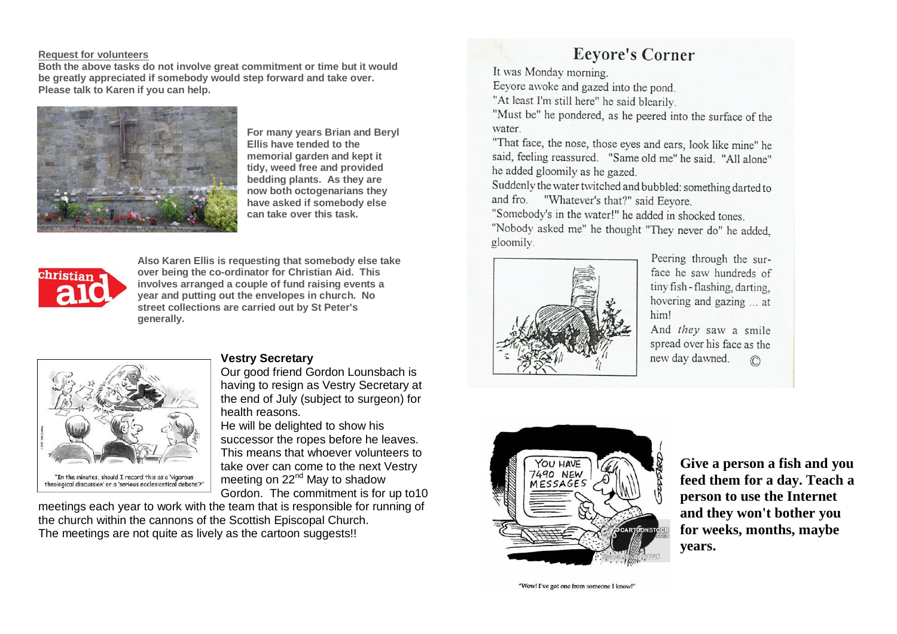**Request for volunteers**

**Both the above tasks do not involve great commitment or time but it would be greatly appreciated if somebody would step forward and take over. Please talk to Karen if you can help.**

**For many years Brian and Beryl Ellis have tended to the memorial garden and kept it tidy, weed free and provided bedding plants. As they are now both octogenarians they have asked if somebody else can take over this task.**

**Also Karen Ellis is requesting that somebody else take over being the co-ordinator for Christian Aid. This involves arranged a couple of fund raising events a year and putting out the envelopes in church. No street collections are carried out by St Peter's generally.**

"In the minutes, should I record this as a 'vigorous theological discussion' or a 'serious ecclesiastical debate'?"

### Vestry Secretary

Our good friend Gordon Lounsbach is having to resign as Vestry Secretary at the end of July (subject to surgeon) for health reasons.

He will be delighted to show his successor the ropes before he leaves. This means that whoever volunteers to take over can come to the next Vestry meeting on 22nd May to shadow Gordon. The commitment is for up to10 meetings each year to work with the team that is responsible for running of the church within the cannons of the Scottish Episcopal Church.

The meetings are not quite as lively as the cartoon suggests!!

## Eeyore's Corner

It was Monday morning.

Eeyore awoke and gazed into the pond.

"At least I'm still here" he said blearily.

"Must be" he pondered, as he peered into the surface of the water.

"That face, the nose, those eyes and ears, look like mine" he said, feeling reassured. "Same old me" he said. "All alone" he added gloomily as he gazed.

Suddenly the water twitched and bubbled: something darted to and fro. "Whatever's that?" said Eeyore.

"Somebody's in the water!" he added in shocked tones.

"Nobody asked me" he thought "They never do" he added, gloomily.

Peering through the surface he saw hundreds of tiny fish - flashing, darting, hovering and gazing ... at him!

And *they* saw a smile spread over his face as the new day dawned. ©

**Give a person a fish and you feed them for a day. Teach a person to use the Internet and they won't bother you for weeks, months, maybe years.**

"Wow! I've got one from someone I know!"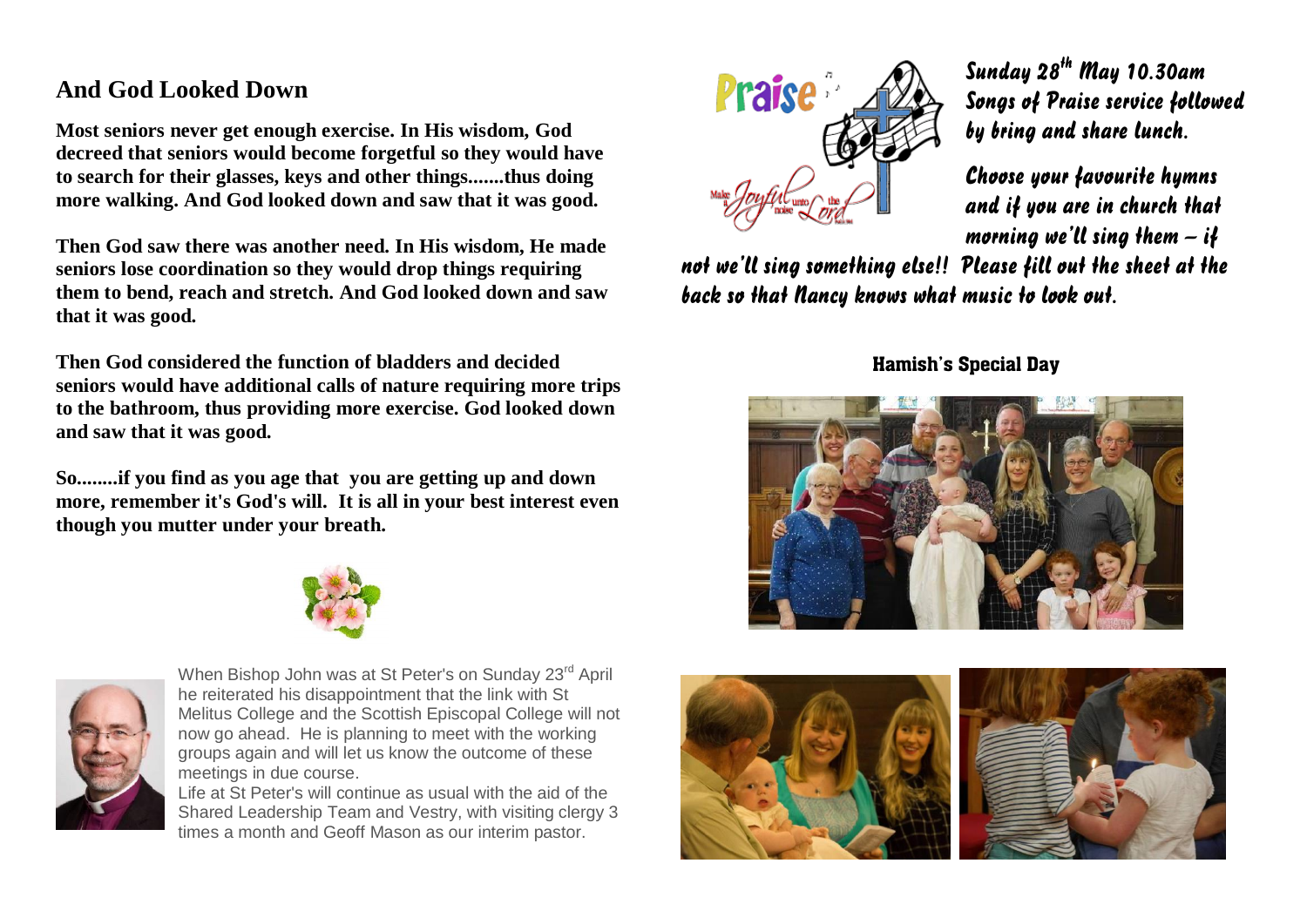## And God Looked Down

**Most seniors never get enough exercise. In His wisdom, God decreed that seniors would become forgetful so they would have to search for their glasses, keys and other things.......thus doing more walking. And God looked down and saw that it was good.**

**Then God saw there was another need. In His wisdom, He made seniors lose coordination so they would drop things requiring them to bend, reach and stretch. And God looked down and saw that it was good.**

**Then God considered the function of bladders and decided seniors would have additional calls of nature requiring more trips to the bathroom, thus providing more exercise. God looked down and saw that it was good.**

**So........if you find as you age that you are getting up and down more, remember it's God's will. It is all in your best interest even though you mutter under your breath.**

When Bishop John was at St Peter's on Sunday 23rd April he reiterated his disappointment that the link with St Melitus College and the Scottish Episcopal College will not now go ahead. He is planning to meet with the working groups again and will let us know the outcome of these meetings in due course.

Life at St Peter's will continue as usual with the aid of the Shared Leadership Team and Vestry, with visiting clergy 3 times a month and Geoff Mason as our interim pastor.

*Sunday 28th May 10.30am Songs of Praise service followed by bring and share lunch.*

*Choose your favourite hymns and if you are in church that morning we'll sing them – if not we'll sing something else!! Please fill out the sheet at the back so that Nancy knows what music to look out.*

**Hamish's Special Day**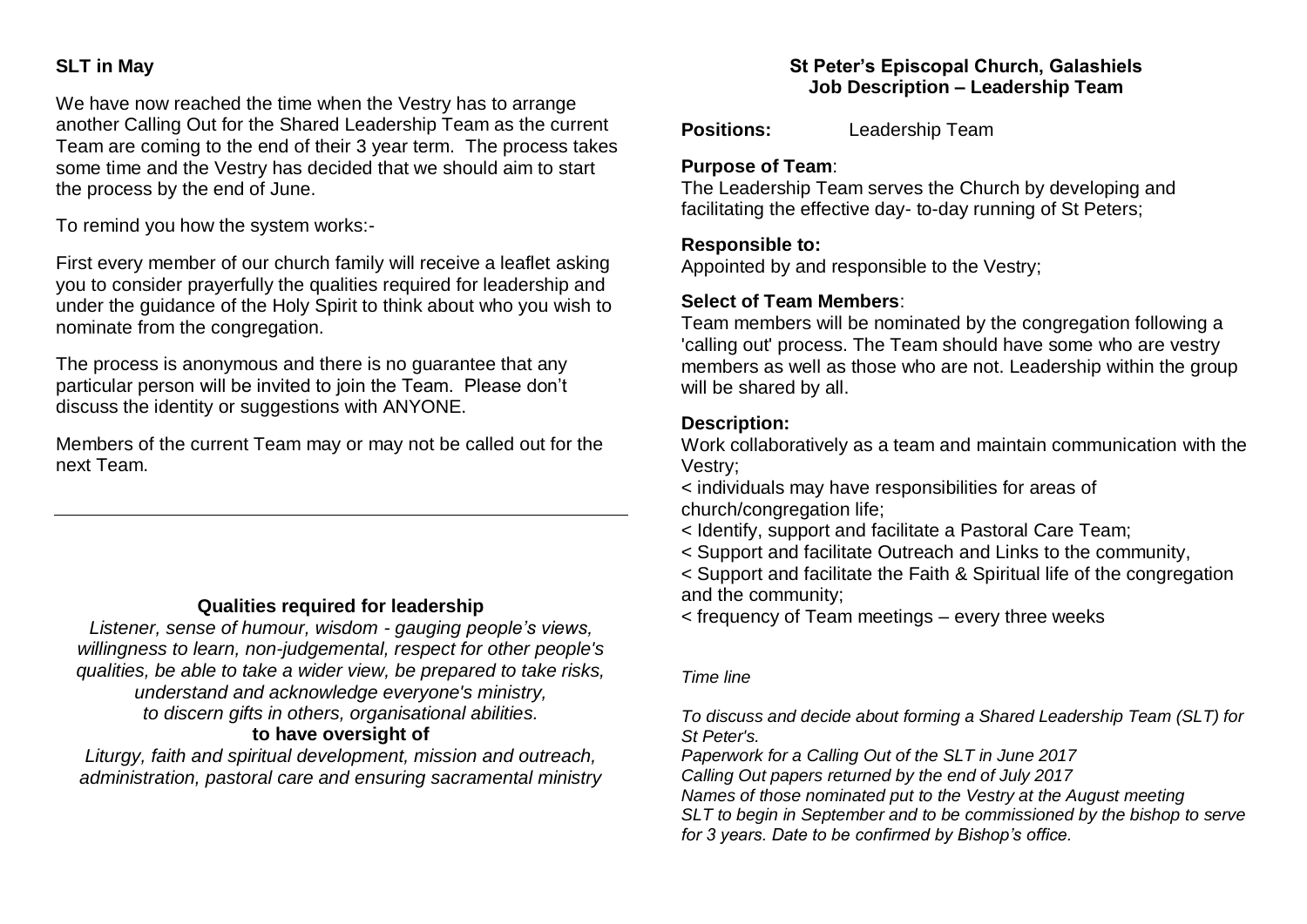## SLT in May

We have now reached the time when the Vestry has to arrange another Calling Out for the Shared Leadership Team as the current Team are coming to the end of their 3 year term. The process takes some time and the Vestry has decided that we should aim to start the process by the end of June.

To remind you how the system works:-

First every member of our church family will receive a leaflet asking you to consider prayerfully the qualities required for leadership and under the guidance of the Holy Spirit to think about who you wish to nominate from the congregation.

The process is anonymous and there is no guarantee that any particular person will be invited to join the Team. Please don't discuss the identity or suggestions with ANYONE.

Members of the current Team may or may not be called out for the next Team.

---

### Qualities required for leadership

*Listener, sense of humour, wisdom - gauging people's views, willingness to learn, non-judgemental, respect for other people's qualities, be able to take a wider view, be prepared to take risks, understand and acknowledge everyone's ministry, to discern gifts in others, organisational abilities.*

**to have oversight of**

*Liturgy, faith and spiritual development, mission and outreach, administration, pastoral care and ensuring sacramental ministry*

## St Peter's Episcopal Church, Galashiels
## Job Description – Leadership Team

**Positions:** Leadership Team

**Purpose of Team**:
The Leadership Team serves the Church by developing and facilitating the effective day- to-day running of St Peters;

**Responsible to:**
Appointed by and responsible to the Vestry;

**Select of Team Members**:
Team members will be nominated by the congregation following a 'calling out' process. The Team should have some who are vestry members as well as those who are not. Leadership within the group will be shared by all.

**Description:**
Work collaboratively as a team and maintain communication with the Vestry;

< individuals may have responsibilities for areas of church/congregation life;
< Identify, support and facilitate a Pastoral Care Team;
< Support and facilitate Outreach and Links to the community,
< Support and facilitate the Faith & Spiritual life of the congregation and the community;
< frequency of Team meetings – every three weeks

*Time line*

*To discuss and decide about forming a Shared Leadership Team (SLT) for St Peter's.*
*Paperwork for a Calling Out of the SLT in June 2017*
*Calling Out papers returned by the end of July 2017*
*Names of those nominated put to the Vestry at the August meeting*
*SLT to begin in September and to be commissioned by the bishop to serve for 3 years. Date to be confirmed by Bishop's office.*